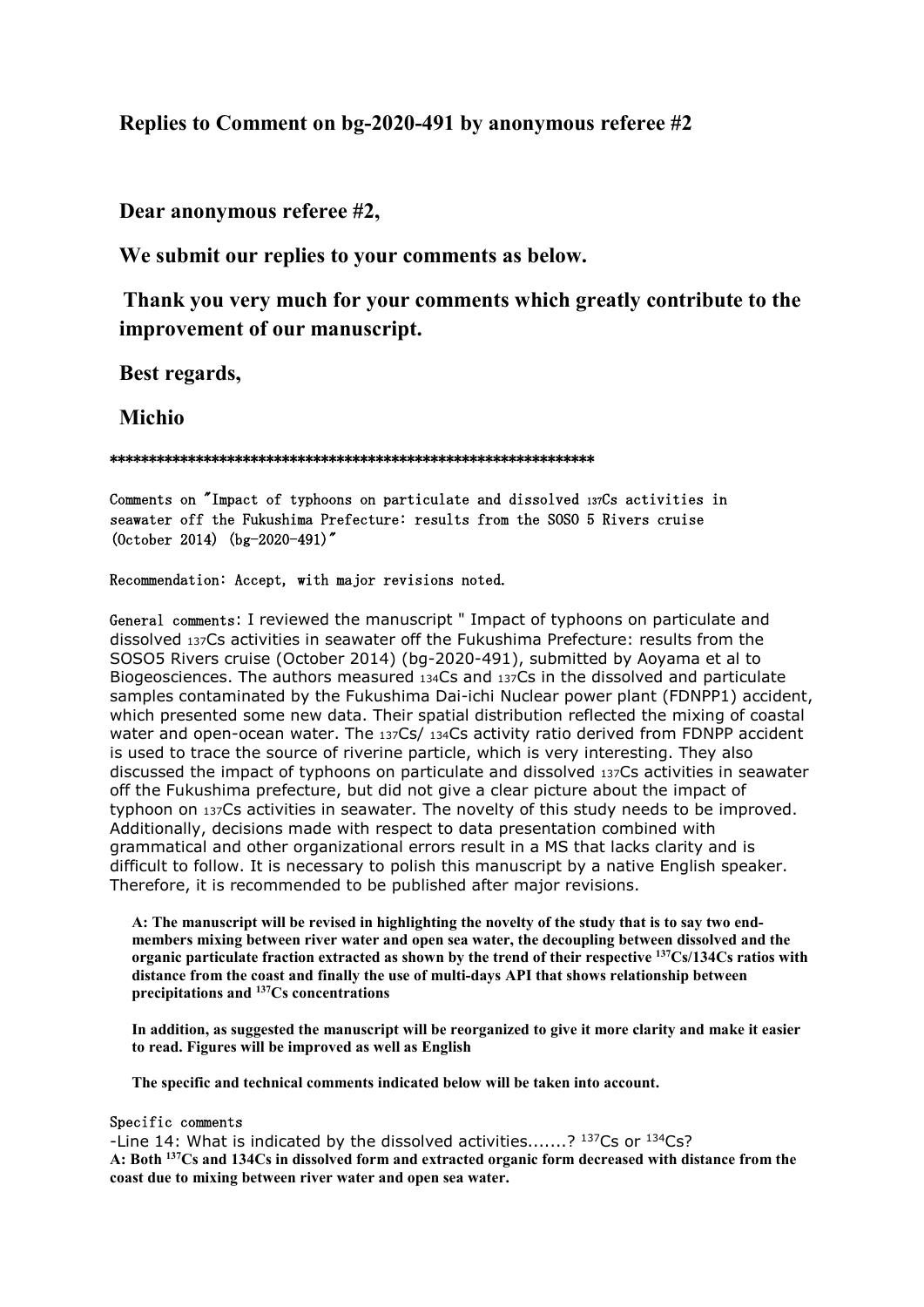**Replies to Comment on bg-2020-491 by anonymous referee #2**

**Dear anonymous referee #2,**

**We submit our replies to your comments as below.**

**Thank you very much for your comments which greatly contribute to the improvement of our manuscript.**

**Best regards,**

**Michio**

**************************************************************

Comments on "Impact of typhoons on particulate and dissolved $^{137}$Cs activities in seawater off the Fukushima Prefecture: results from the SOSO 5 Rivers cruise (October 2014) (bg-2020-491)"

Recommendation: Accept, with major revisions noted.

General comments: I reviewed the manuscript " Impact of typhoons on particulate and dissolved $^{137}$Cs activities in seawater off the Fukushima Prefecture: results from the SOSO5 Rivers cruise (October 2014) (bg-2020-491), submitted by Aoyama et al to Biogeosciences. The authors measured $^{134}$Cs and $^{137}$Cs in the dissolved and particulate samples contaminated by the Fukushima Dai-ichi Nuclear power plant (FDNPP1) accident, which presented some new data. Their spatial distribution reflected the mixing of coastal water and open-ocean water. The $^{137}$Cs/ $^{134}$Cs activity ratio derived from FDNPP accident is used to trace the source of riverine particle, which is very interesting. They also discussed the impact of typhoons on particulate and dissolved $^{137}$Cs activities in seawater off the Fukushima prefecture, but did not give a clear picture about the impact of typhoon on $^{137}$Cs activities in seawater. The novelty of this study needs to be improved. Additionally, decisions made with respect to data presentation combined with grammatical and other organizational errors result in a MS that lacks clarity and is difficult to follow. It is necessary to polish this manuscript by a native English speaker. Therefore, it is recommended to be published after major revisions.

**A: The manuscript will be revised in highlighting the novelty of the study that is to say two end-members mixing between river water and open sea water, the decoupling between dissolved and the organic particulate fraction extracted as shown by the trend of their respective $^{137}$Cs/134Cs ratios with distance from the coast and finally the use of multi-days API that shows relationship between precipitations and $^{137}$Cs concentrations**

**In addition, as suggested the manuscript will be reorganized to give it more clarity and make it easier to read. Figures will be improved as well as English**

**The specific and technical comments indicated below will be taken into account.**

Specific comments

-Line 14: What is indicated by the dissolved activities.......? $^{137}$Cs or $^{134}$Cs?

**A: Both $^{137}$Cs and 134Cs in dissolved form and extracted organic form decreased with distance from the coast due to mixing between river water and open sea water.**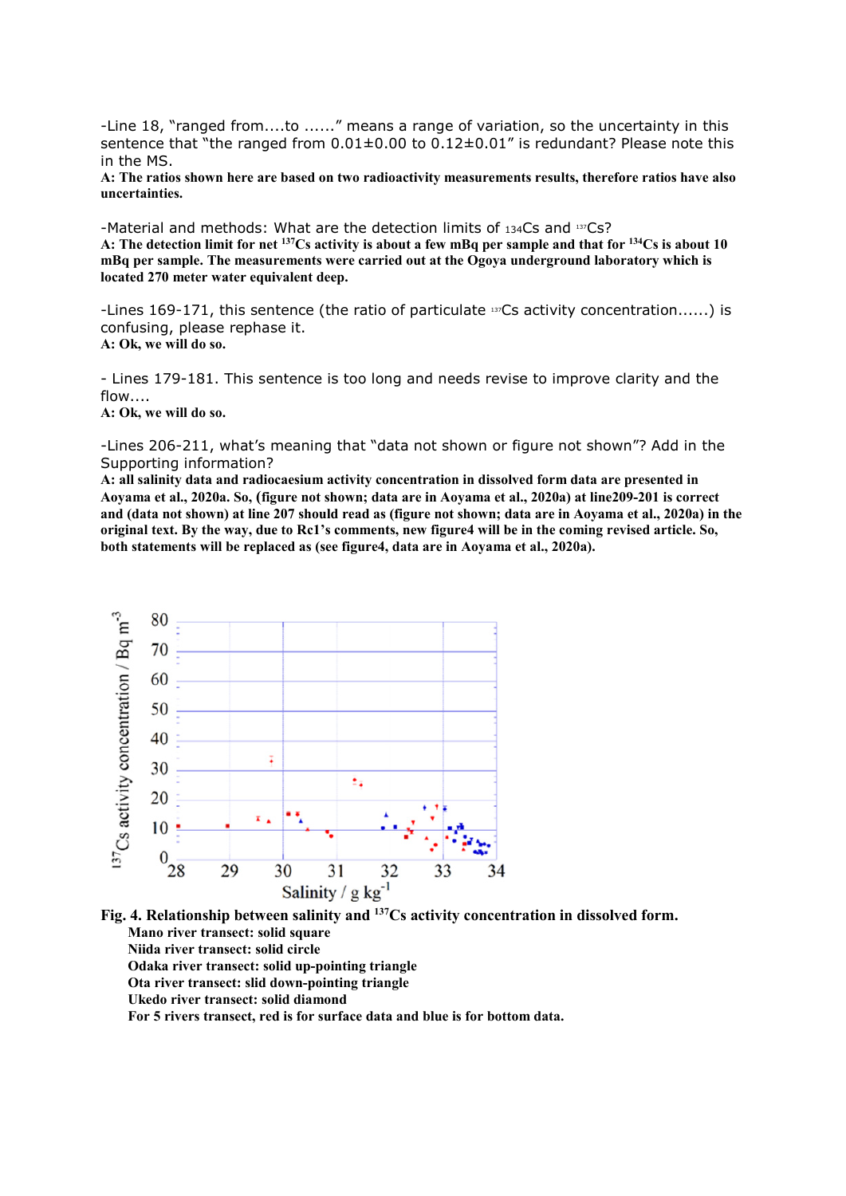-Line 18, "ranged from....to ......" means a range of variation, so the uncertainty in this sentence that "the ranged from 0.01±0.00 to 0.12±0.01" is redundant? Please note this in the MS.

**A: The ratios shown here are based on two radioactivity measurements results, therefore ratios have also uncertainties.**

-Material and methods: What are the detection limits of $_{134}$Cs and $^{137}$Cs?

**A: The detection limit for net $^{137}$Cs activity is about a few mBq per sample and that for $^{134}$Cs is about 10 mBq per sample. The measurements were carried out at the Ogoya underground laboratory which is located 270 meter water equivalent deep.**

-Lines 169-171, this sentence (the ratio of particulate $^{137}$Cs activity concentration......) is confusing, please rephase it.

**A: Ok, we will do so.**

- Lines 179-181. This sentence is too long and needs revise to improve clarity and the flow....

**A: Ok, we will do so.**

-Lines 206-211, what's meaning that "data not shown or figure not shown"? Add in the Supporting information?

**A: all salinity data and radiocaesium activity concentration in dissolved form data are presented in Aoyama et al., 2020a. So, (figure not shown; data are in Aoyama et al., 2020a) at line209-201 is correct and (data not shown) at line 207 should read as (figure not shown; data are in Aoyama et al., 2020a) in the original text. By the way, due to Rc1's comments, new figure4 will be in the coming revised article. So, both statements will be replaced as (see figure4, data are in Aoyama et al., 2020a).**

**Fig. 4. Relationship between salinity and $^{137}$Cs activity concentration in dissolved form.**

**Mano river transect: solid square**
**Niida river transect: solid circle**
**Odaka river transect: solid up-pointing triangle**
**Ota river transect: slid down-pointing triangle**
**Ukedo river transect: solid diamond**
**For 5 rivers transect, red is for surface data and blue is for bottom data.**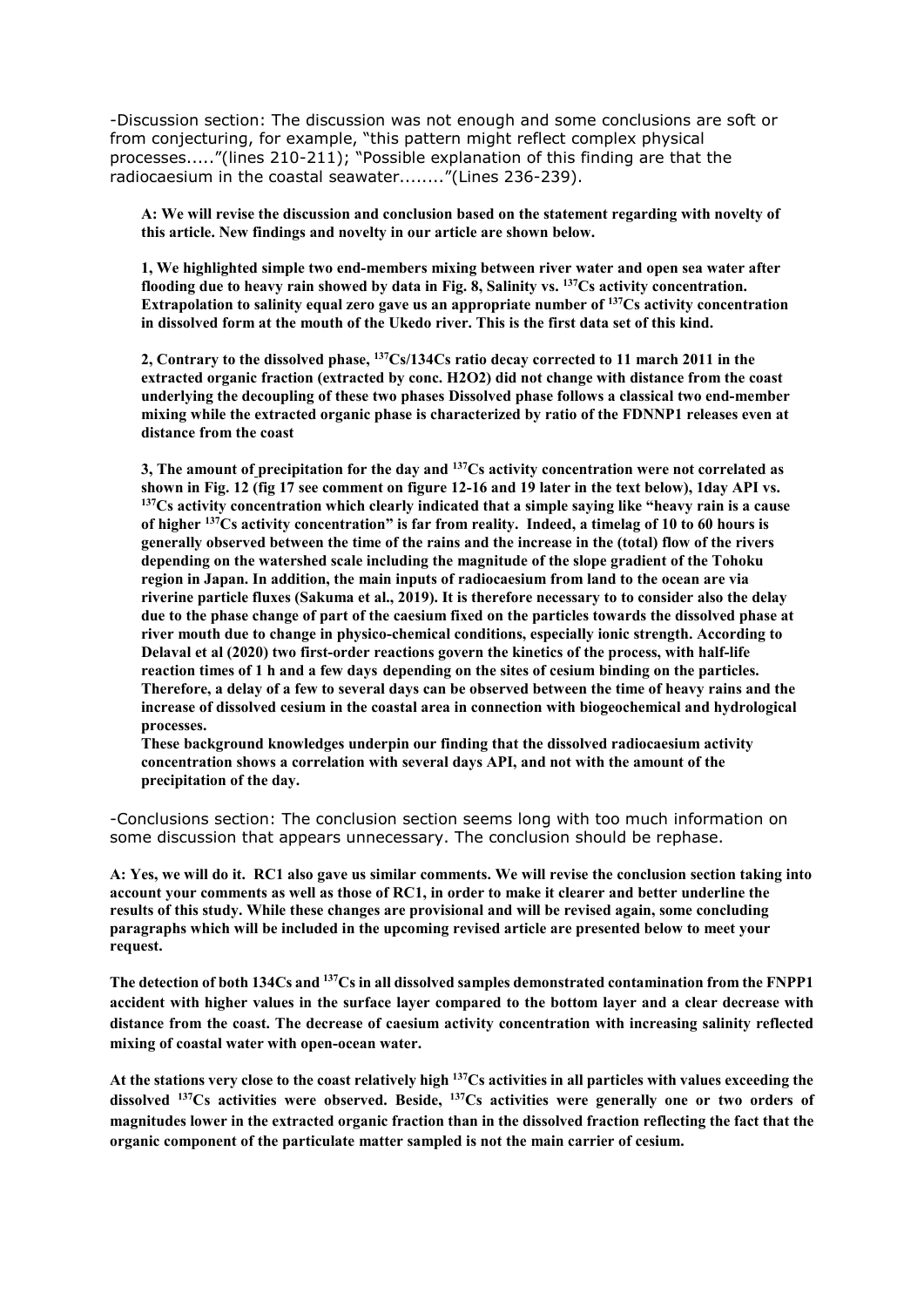-Discussion section: The discussion was not enough and some conclusions are soft or from conjecturing, for example, "this pattern might reflect complex physical processes....."(lines 210-211); "Possible explanation of this finding are that the radiocaesium in the coastal seawater........"(Lines 236-239).

**A: We will revise the discussion and conclusion based on the statement regarding with novelty of this article. New findings and novelty in our article are shown below.**

**1, We highlighted simple two end-members mixing between river water and open sea water after flooding due to heavy rain showed by data in Fig. 8, Salinity vs. $^{137}$Cs activity concentration. Extrapolation to salinity equal zero gave us an appropriate number of $^{137}$Cs activity concentration in dissolved form at the mouth of the Ukedo river. This is the first data set of this kind.**

**2, Contrary to the dissolved phase, $^{137}$Cs/134Cs ratio decay corrected to 11 march 2011 in the extracted organic fraction (extracted by conc. H2O2) did not change with distance from the coast underlying the decoupling of these two phases Dissolved phase follows a classical two end-member mixing while the extracted organic phase is characterized by ratio of the FDNNP1 releases even at distance from the coast**

**3, The amount of precipitation for the day and $^{137}$Cs activity concentration were not correlated as shown in Fig. 12 (fig 17 see comment on figure 12-16 and 19 later in the text below), 1day API vs. $^{137}$Cs activity concentration which clearly indicated that a simple saying like "heavy rain is a cause of higher $^{137}$Cs activity concentration" is far from reality. Indeed, a timelag of 10 to 60 hours is generally observed between the time of the rains and the increase in the (total) flow of the rivers depending on the watershed scale including the magnitude of the slope gradient of the Tohoku region in Japan. In addition, the main inputs of radiocaesium from land to the ocean are via riverine particle fluxes (Sakuma et al., 2019). It is therefore necessary to to consider also the delay due to the phase change of part of the caesium fixed on the particles towards the dissolved phase at river mouth due to change in physico-chemical conditions, especially ionic strength. According to Delaval et al (2020) two first-order reactions govern the kinetics of the process, with half-life reaction times of 1 h and a few days depending on the sites of cesium binding on the particles. Therefore, a delay of a few to several days can be observed between the time of heavy rains and the increase of dissolved cesium in the coastal area in connection with biogeochemical and hydrological processes.**

**These background knowledges underpin our finding that the dissolved radiocaesium activity concentration shows a correlation with several days API, and not with the amount of the precipitation of the day.**

-Conclusions section: The conclusion section seems long with too much information on some discussion that appears unnecessary. The conclusion should be rephase.

**A: Yes, we will do it. RC1 also gave us similar comments. We will revise the conclusion section taking into account your comments as well as those of RC1, in order to make it clearer and better underline the results of this study. While these changes are provisional and will be revised again, some concluding paragraphs which will be included in the upcoming revised article are presented below to meet your request.**

**The detection of both 134Cs and $^{137}$Cs in all dissolved samples demonstrated contamination from the FNPP1 accident with higher values in the surface layer compared to the bottom layer and a clear decrease with distance from the coast. The decrease of caesium activity concentration with increasing salinity reflected mixing of coastal water with open-ocean water.**

**At the stations very close to the coast relatively high $^{137}$Cs activities in all particles with values exceeding the dissolved $^{137}$Cs activities were observed. Beside, $^{137}$Cs activities were generally one or two orders of magnitudes lower in the extracted organic fraction than in the dissolved fraction reflecting the fact that the organic component of the particulate matter sampled is not the main carrier of cesium.**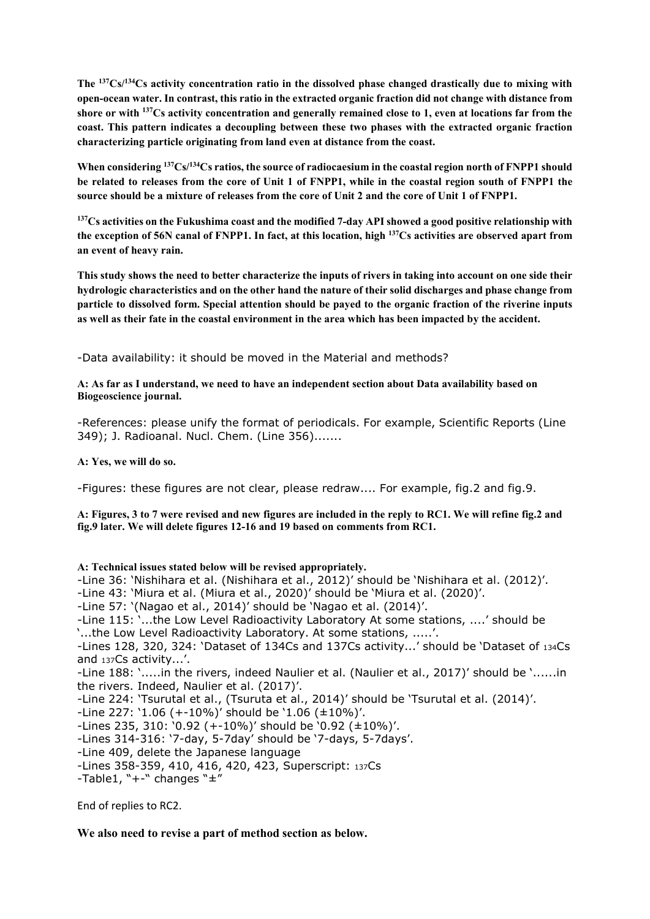**The $^{137}Cs/^{134}Cs$ activity concentration ratio in the dissolved phase changed drastically due to mixing with open-ocean water. In contrast, this ratio in the extracted organic fraction did not change with distance from shore or with $^{137}Cs$ activity concentration and generally remained close to 1, even at locations far from the coast. This pattern indicates a decoupling between these two phases with the extracted organic fraction characterizing particle originating from land even at distance from the coast.**

**When considering $^{137}Cs/^{134}Cs$ ratios, the source of radiocaesium in the coastal region north of FNPP1 should be related to releases from the core of Unit 1 of FNPP1, while in the coastal region south of FNPP1 the source should be a mixture of releases from the core of Unit 2 and the core of Unit 1 of FNPP1.**

**$^{137}Cs$ activities on the Fukushima coast and the modified 7-day API showed a good positive relationship with the exception of 56N canal of FNPP1. In fact, at this location, high $^{137}Cs$ activities are observed apart from an event of heavy rain.**

**This study shows the need to better characterize the inputs of rivers in taking into account on one side their hydrologic characteristics and on the other hand the nature of their solid discharges and phase change from particle to dissolved form. Special attention should be payed to the organic fraction of the riverine inputs as well as their fate in the coastal environment in the area which has been impacted by the accident.**

-Data availability: it should be moved in the Material and methods?

**A: As far as I understand, we need to have an independent section about Data availability based on Biogeoscience journal.**

-References: please unify the format of periodicals. For example, Scientific Reports (Line 349); J. Radioanal. Nucl. Chem. (Line 356).......

**A: Yes, we will do so.**

-Figures: these figures are not clear, please redraw.... For example, fig.2 and fig.9.

**A: Figures, 3 to 7 were revised and new figures are included in the reply to RC1. We will refine fig.2 and fig.9 later. We will delete figures 12-16 and 19 based on comments from RC1.**

**A: Technical issues stated below will be revised appropriately.**

-Line 36: 'Nishihara et al. (Nishihara et al., 2012)' should be 'Nishihara et al. (2012)'.
-Line 43: 'Miura et al. (Miura et al., 2020)' should be 'Miura et al. (2020)'.
-Line 57: '(Nagao et al., 2014)' should be 'Nagao et al. (2014)'.
-Line 115: '...the Low Level Radioactivity Laboratory At some stations, ....' should be '...the Low Level Radioactivity Laboratory. At some stations, .....'.
-Lines 128, 320, 324: 'Dataset of 134Cs and 137Cs activity...' should be 'Dataset of $^{134}Cs$ and $^{137}Cs$ activity...'.
-Line 188: '.....in the rivers, indeed Naulier et al. (Naulier et al., 2017)' should be '......in the rivers. Indeed, Naulier et al. (2017)'.
-Line 224: 'Tsurutal et al., (Tsuruta et al., 2014)' should be 'Tsurutal et al. (2014)'.
-Line 227: '1.06 (+-10%)' should be '1.06 (±10%)'.
-Lines 235, 310: '0.92 (+-10%)' should be '0.92 (±10%)'.
-Lines 314-316: '7-day, 5-7day' should be '7-days, 5-7days'.
-Line 409, delete the Japanese language
-Lines 358-359, 410, 416, 420, 423, Superscript: $^{137}Cs$
-Table1, "+-" changes "±"

End of replies to RC2.

**We also need to revise a part of method section as below.**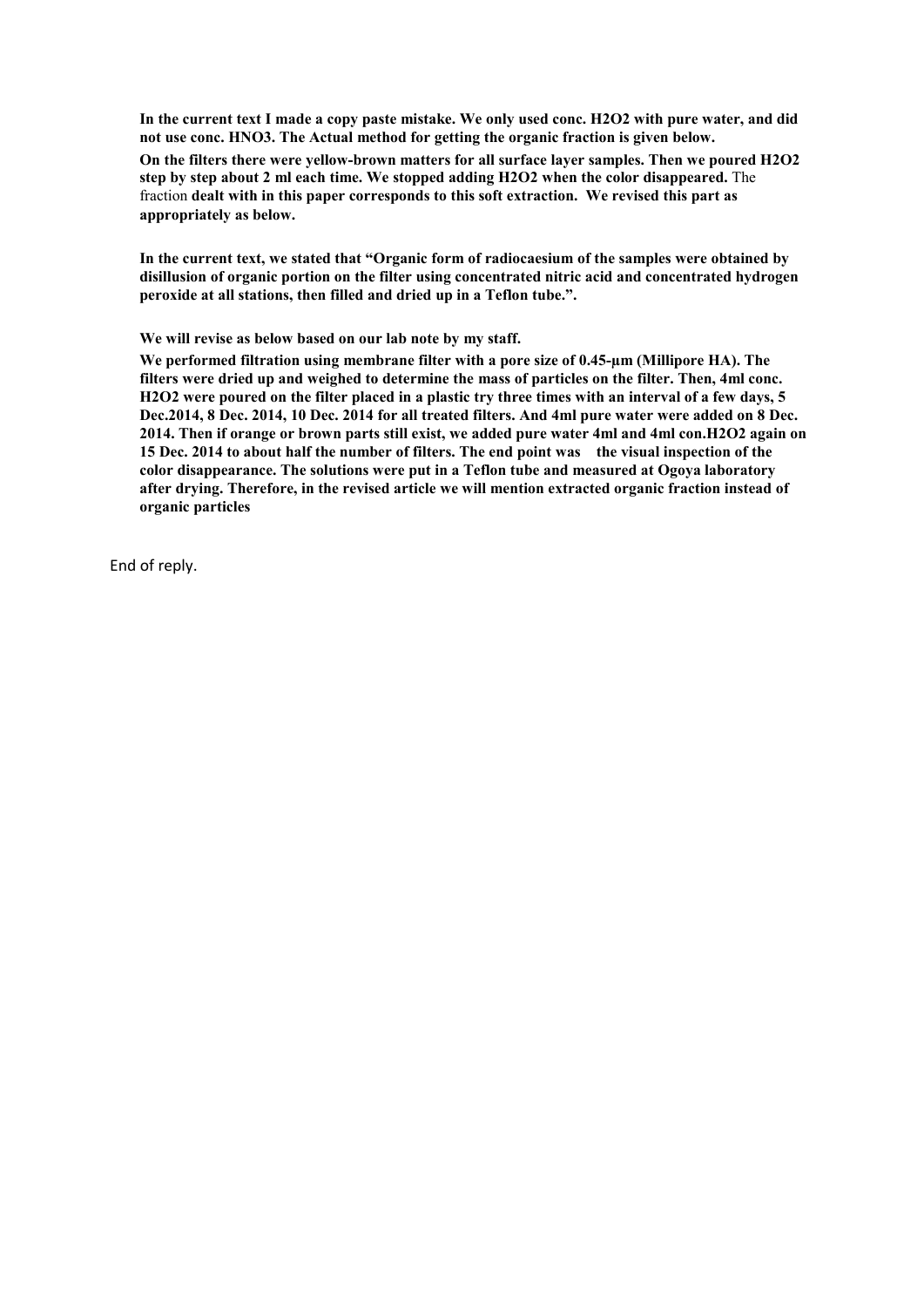**In the current text I made a copy paste mistake. We only used conc. $H_2O_2$ with pure water, and did not use conc. $HNO_3$. The Actual method for getting the organic fraction is given below.**

**On the filters there were yellow-brown matters for all surface layer samples. Then we poured $H_2O_2$ step by step about 2 ml each time. We stopped adding $H_2O_2$ when the color disappeared.** The fraction **dealt with in this paper corresponds to this soft extraction. We revised this part as appropriately as below.**

**In the current text, we stated that "Organic form of radiocaesium of the samples were obtained by disillusion of organic portion on the filter using concentrated nitric acid and concentrated hydrogen peroxide at all stations, then filled and dried up in a Teflon tube.".**

**We will revise as below based on our lab note by my staff.**

**We performed filtration using membrane filter with a pore size of 0.45-μm (Millipore HA). The filters were dried up and weighed to determine the mass of particles on the filter. Then, 4ml conc. $H_2O_2$ were poured on the filter placed in a plastic try three times with an interval of a few days, 5 Dec.2014, 8 Dec. 2014, 10 Dec. 2014 for all treated filters. And 4ml pure water were added on 8 Dec. 2014. Then if orange or brown parts still exist, we added pure water 4ml and 4ml con.$H_2O_2$ again on 15 Dec. 2014 to about half the number of filters. The end point was the visual inspection of the color disappearance. The solutions were put in a Teflon tube and measured at Ogoya laboratory after drying. Therefore, in the revised article we will mention extracted organic fraction instead of organic particles**

End of reply.